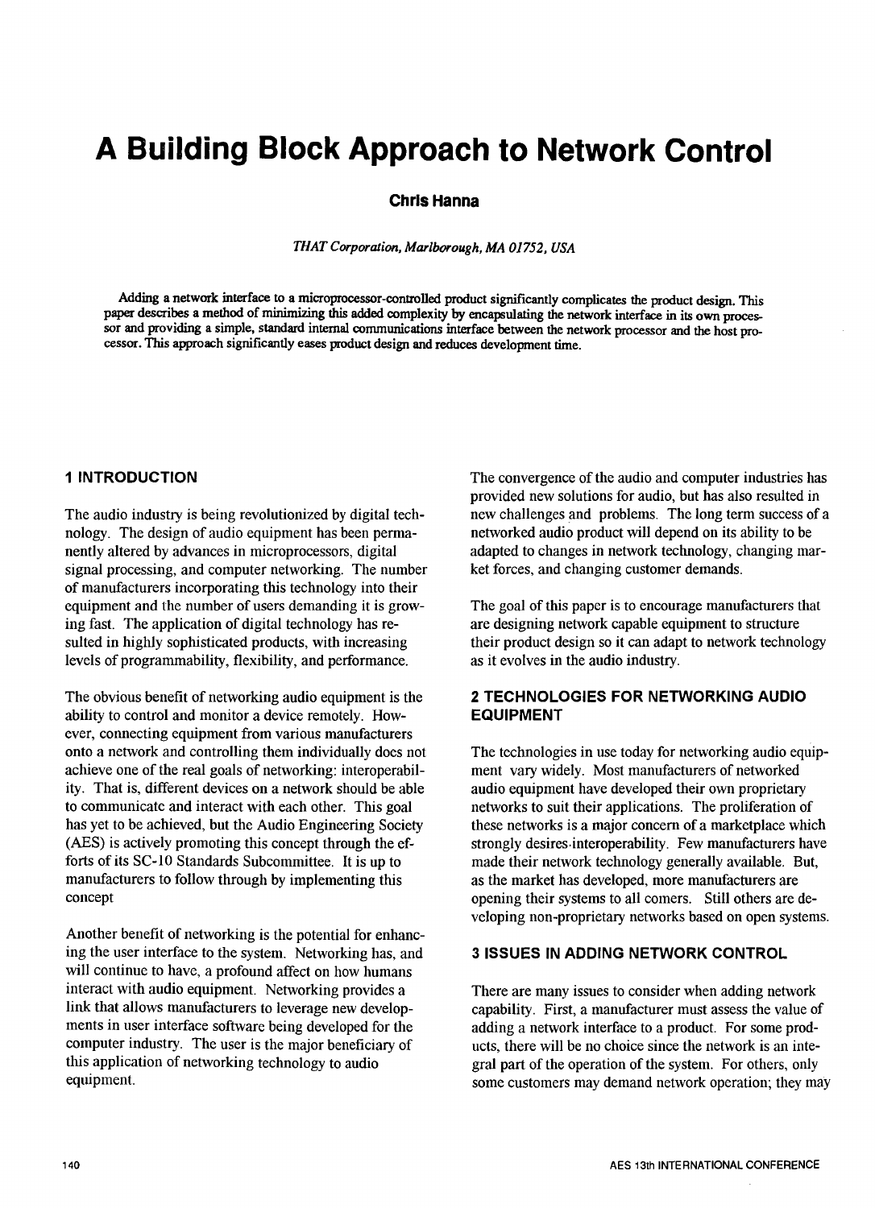# A Building Block Approach to Network Control

**Chris Hanna**

*THAT Corporation, Marlborough, MA 01752, USA*

**Adding a network interface to a microprocessor-controlled product significantly complicates the product design. This paper describes a method of minimizing this added complexity by encapsulating the network interface in its own processor and providing a simple, standard internal communications interface between the network processor and the host processor. This approach significantly eases product design and reduces development time.**

## 1 INTRODUCTION

The audio industry is being revolutionized by digital technology. The design of audio equipment has been permanently altered by advances in microprocessors, digital signal processing, and computer networking. The number of manufacturers incorporating this technology into their equipment and the number of users demanding it is growing fast. The application of digital technology has resulted in highly sophisticated products, with increasing levels of programmability, flexibility, and performance.

The obvious benefit of networking audio equipment is the ability to control and monitor a device remotely. However, connecting equipment from various manufacturers onto a network and controlling them individually does not achieve one of the real goals of networking: interoperability. That is, different devices on a network should be able to communicate and interact with each other. This goal has yet to be achieved, but the Audio Engineering Society (AES) is actively promoting this concept through the efforts of its SC-10 Standards Subcommittee. It is up to manufacturers to follow through by implementing this concept

Another benefit of networking is the potential for enhancing the user interface to the system. Networking has, and will continue to have, a profound affect on how humans interact with audio equipment. Networking provides a link that allows manufacturers to leverage new developments in user interface software being developed for the computer industry. The user is the major beneficiary of this application of networking technology to audio equipment.

The convergence of the audio and computer industries has provided new solutions for audio, but has also resulted in new challenges and problems. The long term success of a networked audio product will depend on its ability to be adapted to changes in network technology, changing market forces, and changing customer demands.

The goal of this paper is to encourage manufacturers that are designing network capable equipment to structure their product design so it can adapt to network technology as it evolves in the audio industry.

## 2 TECHNOLOGIES FOR NETWORKING AUDIO EQUIPMENT

The technologies in use today for networking audio equipment vary widely. Most manufacturers of networked audio equipment have developed their own proprietary networks to suit their applications. The proliferation of these networks is a major concern of a marketplace which strongly desires interoperability. Few manufacturers have made their network technology generally available. But, as the market has developed, more manufacturers are opening their systems to all comers. Still others are developing non-proprietary networks based on open systems.

## 3 ISSUES IN ADDING NETWORK CONTROL

There are many issues to consider when adding network capability. First, a manufacturer must assess the value of adding a network interface to a product. For some products, there will be no choice since the network is an integral part of the operation of the system. For others, only some customers may demand network operation; they may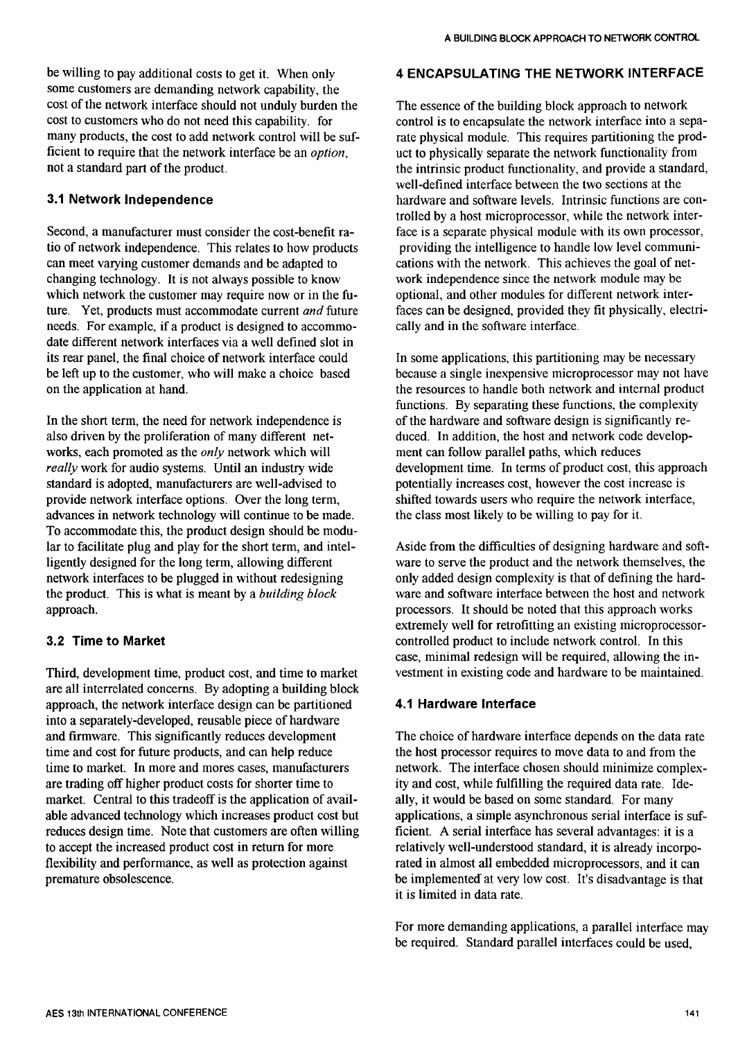be willing to pay additional costs to get it. When only some customers are demanding network capability, the cost of the network interface should not unduly burden the cost to customers who do not need this capability. for many products, the cost to add network control will be sufficient to require that the network interface be an *option*, not a standard part of the product.

### 3.1 Network Independence

Second, a manufacturer must consider the cost-benefit ratio of network independence. This relates to how products can meet varying customer demands and be adapted to changing technology. It is not always possible to know which network the customer may require now or in the future. Yet, products must accommodate current *and* future needs. For example, if a product is designed to accommodate different network interfaces via a well defined slot in its rear panel, the final choice of network interface could be left up to the customer, who will make a choice based on the application at hand.

In the short term, the need for network independence is also driven by the proliferation of many different networks, each promoted as the *only* network which will *really* work for audio systems. Until an industry wide standard is adopted, manufacturers are well-advised to provide network interface options. Over the long term, advances in network technology will continue to be made. To accommodate this, the product design should be modular to facilitate plug and play for the short term, and intelligently designed for the long term, allowing different network interfaces to be plugged in without redesigning the product. This is what is meant by a *building block* approach.

### 3.2 Time to Market

Third, development time, product cost, and time to market are all interrelated concerns. By adopting a building block approach, the network interface design can be partitioned into a separately-developed, reusable piece of hardware and firmware. This significantly reduces development time and cost for future products, and can help reduce time to market. In more and mores cases, manufacturers are trading off higher product costs for shorter time to market. Central to this tradeoff is the application of available advanced technology which increases product cost but reduces design time. Note that customers are often willing to accept the increased product cost in return for more flexibility and performance, as well as protection against premature obsolescence.

## 4 ENCAPSULATING THE NETWORK INTERFACE

The essence of the building block approach to network control is to encapsulate the network interface into a separate physical module. This requires partitioning the product to physically separate the network functionality from the intrinsic product functionality, and provide a standard, well-defined interface between the two sections at the hardware and software levels. Intrinsic functions are controlled by a host microprocessor, while the network interface is a separate physical module with its own processor, providing the intelligence to handle low level communications with the network. This achieves the goal of network independence since the network module may be optional, and other modules for different network interfaces can be designed, provided they fit physically, electrically and in the software interface.

In some applications, this partitioning may be necessary because a single inexpensive microprocessor may not have the resources to handle both network and internal product functions. By separating these functions, the complexity of the hardware and software design is significantly reduced. In addition, the host and network code development can follow parallel paths, which reduces development time. In terms of product cost, this approach potentially increases cost, however the cost increase is shifted towards users who require the network interface, the class most likely to be willing to pay for it.

Aside from the difficulties of designing hardware and software to serve the product and the network themselves, the only added design complexity is that of defining the hardware and software interface between the host and network processors. It should be noted that this approach works extremely well for retrofitting an existing microprocessor-controlled product to include network control. In this case, minimal redesign will be required, allowing the investment in existing code and hardware to be maintained.

### 4.1 Hardware Interface

The choice of hardware interface depends on the data rate the host processor requires to move data to and from the network. The interface chosen should minimize complexity and cost, while fulfilling the required data rate. Ideally, it would be based on some standard. For many applications, a simple asynchronous serial interface is sufficient. A serial interface has several advantages: it is a relatively well-understood standard, it is already incorporated in almost all embedded microprocessors, and it can be implemented at very low cost. It's disadvantage is that it is limited in data rate.

For more demanding applications, a parallel interface may be required. Standard parallel interfaces could be used,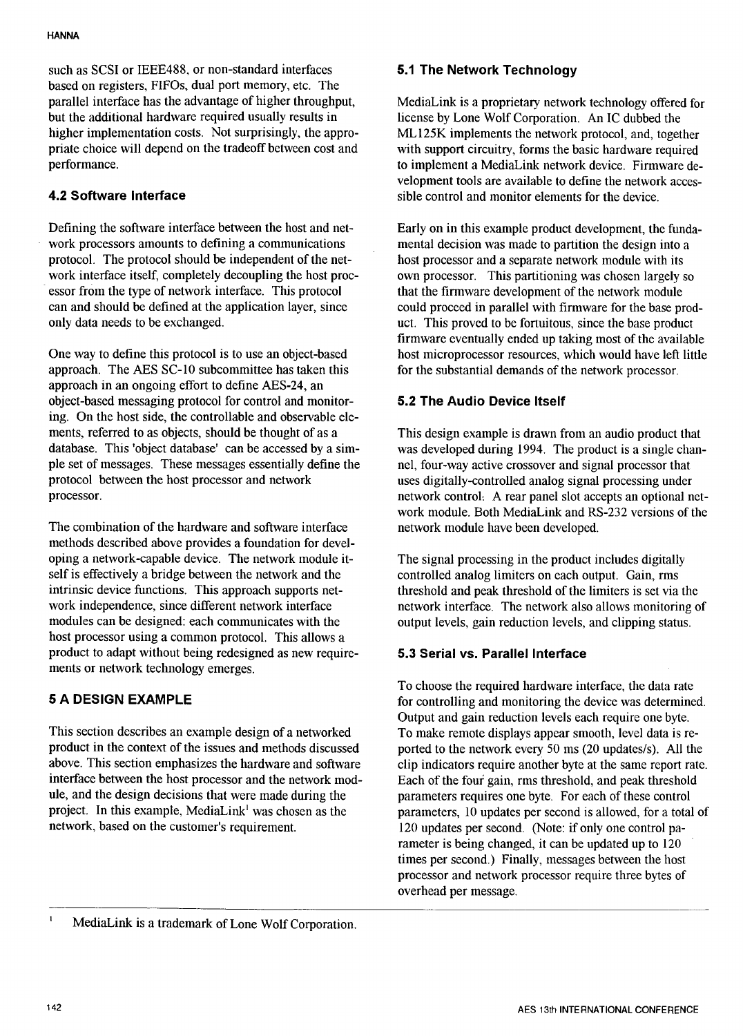such as SCSI or IEEE488, or non-standard interfaces based on registers, FIFOs, dual port memory, etc. The parallel interface has the advantage of higher throughput, but the additional hardware required usually results in higher implementation costs. Not surprisingly, the appropriate choice will depend on the tradeoff between cost and performance.

### 4.2 Software Interface

Defining the software interface between the host and network processors amounts to defining a communications protocol. The protocol should be independent of the network interface itself, completely decoupling the host processor from the type of network interface. This protocol can and should be defined at the application layer, since only data needs to be exchanged.

One way to define this protocol is to use an object-based approach. The AES SC-10 subcommittee has taken this approach in an ongoing effort to define AES-24, an object-based messaging protocol for control and monitoring. On the host side, the controllable and observable elements, referred to as objects, should be thought of as a database. This 'object database' can be accessed by a simple set of messages. These messages essentially define the protocol between the host processor and network processor.

The combination of the hardware and software interface methods described above provides a foundation for developing a network-capable device. The network module itself is effectively a bridge between the network and the intrinsic device functions. This approach supports network independence, since different network interface modules can be designed: each communicates with the host processor using a common protocol. This allows a product to adapt without being redesigned as new requirements or network technology emerges.

## 5 A DESIGN EXAMPLE

This section describes an example design of a networked product in the context of the issues and methods discussed above. This section emphasizes the hardware and software interface between the host processor and the network module, and the design decisions that were made during the project. In this example, MediaLink[1] was chosen as the network, based on the customer's requirement.

### 5.1 The Network Technology

MediaLink is a proprietary network technology offered for license by Lone Wolf Corporation. An IC dubbed the ML125K implements the network protocol, and, together with support circuitry, forms the basic hardware required to implement a MediaLink network device. Firmware development tools are available to define the network accessible control and monitor elements for the device.

Early on in this example product development, the fundamental decision was made to partition the design into a host processor and a separate network module with its own processor. This partitioning was chosen largely so that the firmware development of the network module could proceed in parallel with firmware for the base product. This proved to be fortuitous, since the base product firmware eventually ended up taking most of the available host microprocessor resources, which would have left little for the substantial demands of the network processor.

### 5.2 The Audio Device Itself

This design example is drawn from an audio product that was developed during 1994. The product is a single channel, four-way active crossover and signal processor that uses digitally-controlled analog signal processing under network control. A rear panel slot accepts an optional network module. Both MediaLink and RS-232 versions of the network module have been developed.

The signal processing in the product includes digitally controlled analog limiters on each output. Gain, rms threshold and peak threshold of the limiters is set via the network interface. The network also allows monitoring of output levels, gain reduction levels, and clipping status.

### 5.3 Serial vs. Parallel Interface

To choose the required hardware interface, the data rate for controlling and monitoring the device was determined. Output and gain reduction levels each require one byte. To make remote displays appear smooth, level data is reported to the network every 50 ms (20 updates/s). All the clip indicators require another byte at the same report rate. Each of the four gain, rms threshold, and peak threshold parameters requires one byte. For each of these control parameters, 10 updates per second is allowed, for a total of 120 updates per second. (Note: if only one control parameter is being changed, it can be updated up to 120 times per second.) Finally, messages between the host processor and network processor require three bytes of overhead per message.

[1] MediaLink is a trademark of Lone Wolf Corporation.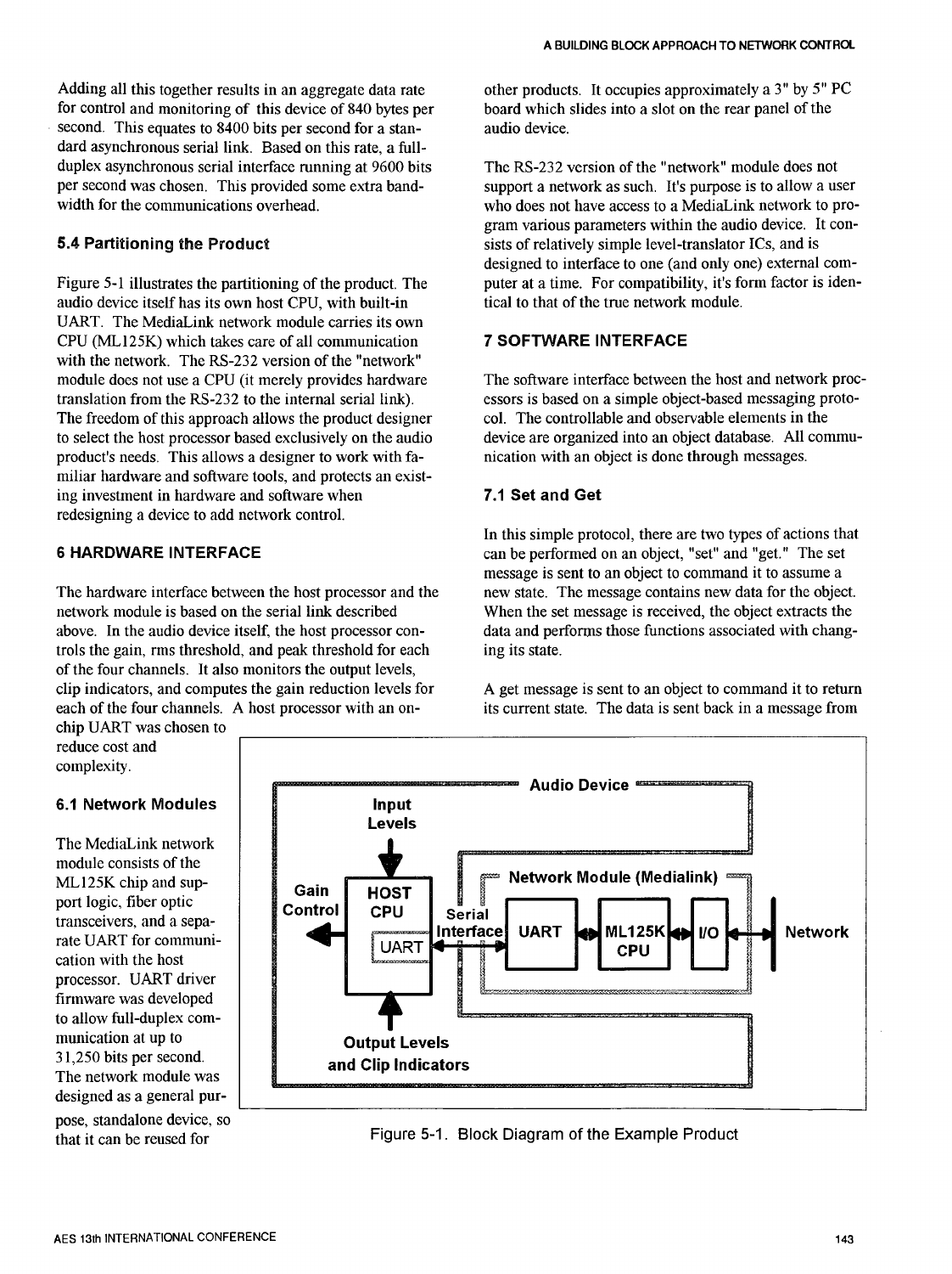Adding all this together results in an aggregate data rate for control and monitoring of this device of 840 bytes per second. This equates to 8400 bits per second for a standard asynchronous serial link. Based on this rate, a full-duplex asynchronous serial interface running at 9600 bits per second was chosen. This provided some extra bandwidth for the communications overhead.

### 5.4 Partitioning the Product

Figure 5-1 illustrates the partitioning of the product. The audio device itself has its own host CPU, with built-in UART. The MediaLink network module carries its own CPU (ML125K) which takes care of all communication with the network. The RS-232 version of the "network" module does not use a CPU (it merely provides hardware translation from the RS-232 to the internal serial link). The freedom of this approach allows the product designer to select the host processor based exclusively on the audio product's needs. This allows a designer to work with familiar hardware and software tools, and protects an existing investment in hardware and software when redesigning a device to add network control.

## 6 HARDWARE INTERFACE

The hardware interface between the host processor and the network module is based on the serial link described above. In the audio device itself, the host processor controls the gain, rms threshold, and peak threshold for each of the four channels. It also monitors the output levels, clip indicators, and computes the gain reduction levels for each of the four channels. A host processor with an on-chip UART was chosen to reduce cost and complexity.

### 6.1 Network Modules

The MediaLink network module consists of the ML125K chip and support logic, fiber optic transceivers, and a separate UART for communication with the host processor. UART driver firmware was developed to allow full-duplex communication at up to 31,250 bits per second. The network module was designed as a general purpose, standalone device, so that it can be reused for other products. It occupies approximately a 3" by 5" PC board which slides into a slot on the rear panel of the audio device.

The RS-232 version of the "network" module does not support a network as such. It's purpose is to allow a user who does not have access to a MediaLink network to program various parameters within the audio device. It consists of relatively simple level-translator ICs, and is designed to interface to one (and only one) external computer at a time. For compatibility, it's form factor is identical to that of the true network module.

Figure 5-1. Block Diagram of the Example Product

## 7 SOFTWARE INTERFACE

The software interface between the host and network processors is based on a simple object-based messaging protocol. The controllable and observable elements in the device are organized into an object database. All communication with an object is done through messages.

### 7.1 Set and Get

In this simple protocol, there are two types of actions that can be performed on an object, "set" and "get." The set message is sent to an object to command it to assume a new state. The message contains new data for the object. When the set message is received, the object extracts the data and performs those functions associated with changing its state.

A get message is sent to an object to command it to return its current state. The data is sent back in a message from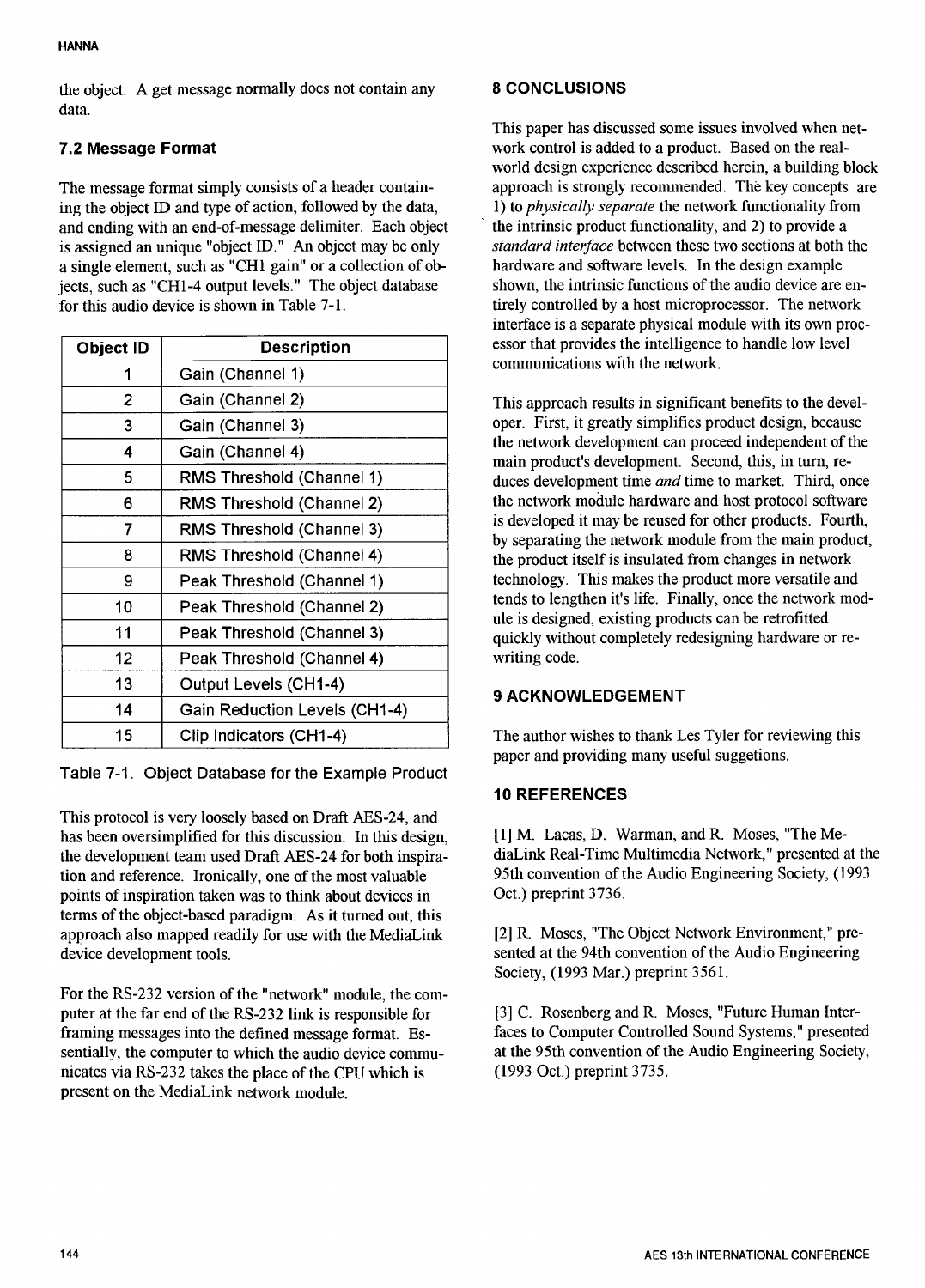the object. A get message normally does not contain any data.

### 7.2 Message Format

The message format simply consists of a header containing the object ID and type of action, followed by the data, and ending with an end-of-message delimiter. Each object is assigned an unique "object ID." An object may be only a single element, such as "CH1 gain" or a collection of objects, such as "CH1-4 output levels." The object database for this audio device is shown in Table 7-1.

| Object ID | Description |
|---|---|
| 1 | Gain (Channel 1) |
| 2 | Gain (Channel 2) |
| 3 | Gain (Channel 3) |
| 4 | Gain (Channel 4) |
| 5 | RMS Threshold (Channel 1) |
| 6 | RMS Threshold (Channel 2) |
| 7 | RMS Threshold (Channel 3) |
| 8 | RMS Threshold (Channel 4) |
| 9 | Peak Threshold (Channel 1) |
| 10 | Peak Threshold (Channel 2) |
| 11 | Peak Threshold (Channel 3) |
| 12 | Peak Threshold (Channel 4) |
| 13 | Output Levels (CH1-4) |
| 14 | Gain Reduction Levels (CH1-4) |
| 15 | Clip Indicators (CH1-4) |

Table 7-1. Object Database for the Example Product

This protocol is very loosely based on Draft AES-24, and has been oversimplified for this discussion. In this design, the development team used Draft AES-24 for both inspiration and reference. Ironically, one of the most valuable points of inspiration taken was to think about devices in terms of the object-based paradigm. As it turned out, this approach also mapped readily for use with the MediaLink device development tools.

For the RS-232 version of the "network" module, the computer at the far end of the RS-232 link is responsible for framing messages into the defined message format. Essentially, the computer to which the audio device communicates via RS-232 takes the place of the CPU which is present on the MediaLink network module.

## 8 CONCLUSIONS

This paper has discussed some issues involved when network control is added to a product. Based on the real-world design experience described herein, a building block approach is strongly recommended. The key concepts are 1) to *physically separate* the network functionality from the intrinsic product functionality, and 2) to provide a *standard interface* between these two sections at both the hardware and software levels. In the design example shown, the intrinsic functions of the audio device are entirely controlled by a host microprocessor. The network interface is a separate physical module with its own processor that provides the intelligence to handle low level communications with the network.

This approach results in significant benefits to the developer. First, it greatly simplifies product design, because the network development can proceed independent of the main product's development. Second, this, in turn, reduces development time *and* time to market. Third, once the network module hardware and host protocol software is developed it may be reused for other products. Fourth, by separating the network module from the main product, the product itself is insulated from changes in network technology. This makes the product more versatile and tends to lengthen it's life. Finally, once the network module is designed, existing products can be retrofitted quickly without completely redesigning hardware or rewriting code.

## 9 ACKNOWLEDGEMENT

The author wishes to thank Les Tyler for reviewing this paper and providing many useful suggestions.

## 10 REFERENCES

[1] M. Lacas, D. Warman, and R. Moses, "The MediaLink Real-Time Multimedia Network," presented at the 95th convention of the Audio Engineering Society, (1993 Oct.) preprint 3736.

[2] R. Moses, "The Object Network Environment," presented at the 94th convention of the Audio Engineering Society, (1993 Mar.) preprint 3561.

[3] C. Rosenberg and R. Moses, "Future Human Interfaces to Computer Controlled Sound Systems," presented at the 95th convention of the Audio Engineering Society, (1993 Oct.) preprint 3735.